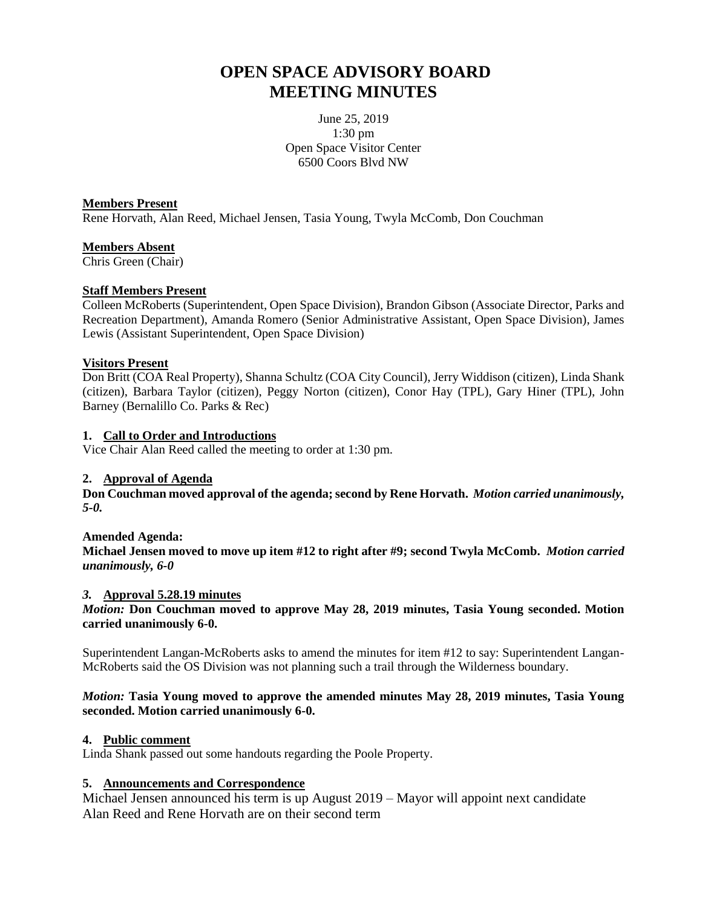# OPEN SPACE ADVISORY BOARD MEETING MINUTES

June 25, 2019
1:30 pm
Open Space Visitor Center
6500 Coors Blvd NW

**Members Present**
Rene Horvath, Alan Reed, Michael Jensen, Tasia Young, Twyla McComb, Don Couchman

**Members Absent**
Chris Green (Chair)

**Staff Members Present**
Colleen McRoberts (Superintendent, Open Space Division), Brandon Gibson (Associate Director, Parks and Recreation Department), Amanda Romero (Senior Administrative Assistant, Open Space Division), James Lewis (Assistant Superintendent, Open Space Division)

**Visitors Present**
Don Britt (COA Real Property), Shanna Schultz (COA City Council), Jerry Widdison (citizen), Linda Shank (citizen), Barbara Taylor (citizen), Peggy Norton (citizen), Conor Hay (TPL), Gary Hiner (TPL), John Barney (Bernalillo Co. Parks & Rec)

**1. Call to Order and Introductions**
Vice Chair Alan Reed called the meeting to order at 1:30 pm.

**2. Approval of Agenda**
**Don Couchman moved approval of the agenda; second by Rene Horvath.** ***Motion carried unanimously, 5-0.***

**Amended Agenda:**
**Michael Jensen moved to move up item #12 to right after #9; second Twyla McComb.** ***Motion carried unanimously, 6-0***

***3.*** **Approval 5.28.19 minutes**
***Motion:*** **Don Couchman moved to approve May 28, 2019 minutes, Tasia Young seconded. Motion carried unanimously 6-0.**

Superintendent Langan-McRoberts asks to amend the minutes for item #12 to say: Superintendent Langan-McRoberts said the OS Division was not planning such a trail through the Wilderness boundary.

***Motion:*** **Tasia Young moved to approve the amended minutes May 28, 2019 minutes, Tasia Young seconded. Motion carried unanimously 6-0.**

**4. Public comment**
Linda Shank passed out some handouts regarding the Poole Property.

**5. Announcements and Correspondence**
Michael Jensen announced his term is up August 2019 – Mayor will appoint next candidate
Alan Reed and Rene Horvath are on their second term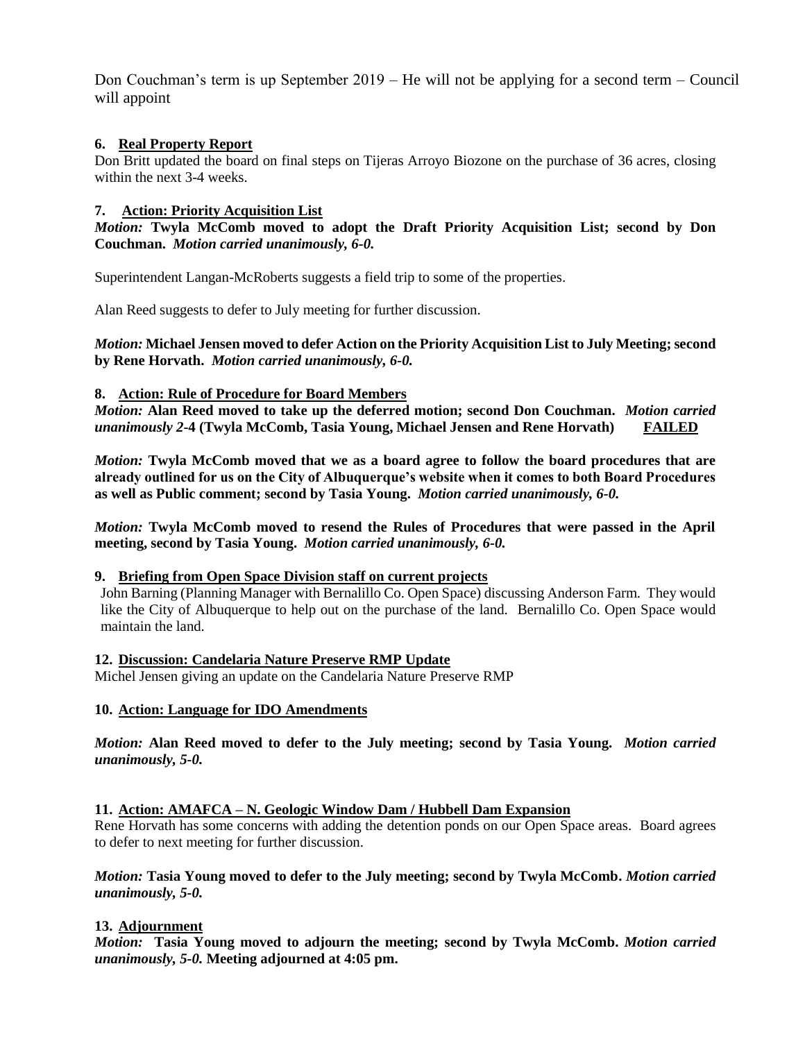Don Couchman's term is up September 2019 – He will not be applying for a second term – Council will appoint

**6. Real Property Report**

Don Britt updated the board on final steps on Tijeras Arroyo Biozone on the purchase of 36 acres, closing within the next 3-4 weeks.

**7. Action: Priority Acquisition List**

***Motion:*** **Twyla McComb moved to adopt the Draft Priority Acquisition List; second by Don Couchman.** ***Motion carried unanimously, 6-0.***

Superintendent Langan-McRoberts suggests a field trip to some of the properties.

Alan Reed suggests to defer to July meeting for further discussion.

***Motion:*** **Michael Jensen moved to defer Action on the Priority Acquisition List to July Meeting; second by Rene Horvath.** ***Motion carried unanimously, 6-0.***

**8. Action: Rule of Procedure for Board Members**

***Motion:*** **Alan Reed moved to take up the deferred motion; second Don Couchman.** ***Motion carried unanimously 2-4*** **(Twyla McComb, Tasia Young, Michael Jensen and Rene Horvath) FAILED**

***Motion:*** **Twyla McComb moved that we as a board agree to follow the board procedures that are already outlined for us on the City of Albuquerque's website when it comes to both Board Procedures as well as Public comment; second by Tasia Young.** ***Motion carried unanimously, 6-0.***

***Motion:*** **Twyla McComb moved to resend the Rules of Procedures that were passed in the April meeting, second by Tasia Young.** ***Motion carried unanimously, 6-0.***

**9. Briefing from Open Space Division staff on current projects**

John Barning (Planning Manager with Bernalillo Co. Open Space) discussing Anderson Farm. They would like the City of Albuquerque to help out on the purchase of the land. Bernalillo Co. Open Space would maintain the land.

**12. Discussion: Candelaria Nature Preserve RMP Update**

Michel Jensen giving an update on the Candelaria Nature Preserve RMP

**10. Action: Language for IDO Amendments**

***Motion:*** **Alan Reed moved to defer to the July meeting; second by Tasia Young.** ***Motion carried unanimously, 5-0.***

**11. Action: AMAFCA – N. Geologic Window Dam / Hubbell Dam Expansion**

Rene Horvath has some concerns with adding the detention ponds on our Open Space areas. Board agrees to defer to next meeting for further discussion.

***Motion:*** **Tasia Young moved to defer to the July meeting; second by Twyla McComb.** ***Motion carried unanimously, 5-0.***

**13. Adjournment**

***Motion:*** **Tasia Young moved to adjourn the meeting; second by Twyla McComb.** ***Motion carried unanimously, 5-0.*** **Meeting adjourned at 4:05 pm.**